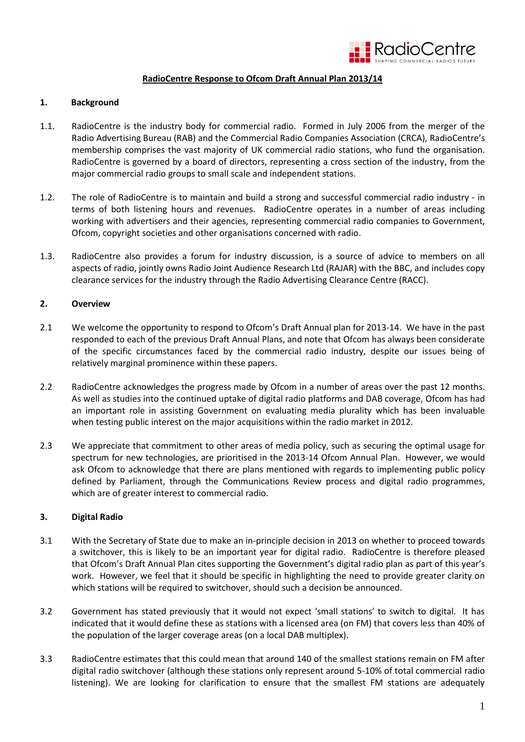RadioCentre
SHAPING COMMERCIAL RADIO'S FUTURE

# RadioCentre Response to Ofcom Draft Annual Plan 2013/14

## 1. Background

1.1. RadioCentre is the industry body for commercial radio. Formed in July 2006 from the merger of the Radio Advertising Bureau (RAB) and the Commercial Radio Companies Association (CRCA), RadioCentre's membership comprises the vast majority of UK commercial radio stations, who fund the organisation. RadioCentre is governed by a board of directors, representing a cross section of the industry, from the major commercial radio groups to small scale and independent stations.

1.2. The role of RadioCentre is to maintain and build a strong and successful commercial radio industry - in terms of both listening hours and revenues. RadioCentre operates in a number of areas including working with advertisers and their agencies, representing commercial radio companies to Government, Ofcom, copyright societies and other organisations concerned with radio.

1.3. RadioCentre also provides a forum for industry discussion, is a source of advice to members on all aspects of radio, jointly owns Radio Joint Audience Research Ltd (RAJAR) with the BBC, and includes copy clearance services for the industry through the Radio Advertising Clearance Centre (RACC).

## 2. Overview

2.1 We welcome the opportunity to respond to Ofcom's Draft Annual plan for 2013-14. We have in the past responded to each of the previous Draft Annual Plans, and note that Ofcom has always been considerate of the specific circumstances faced by the commercial radio industry, despite our issues being of relatively marginal prominence within these papers.

2.2 RadioCentre acknowledges the progress made by Ofcom in a number of areas over the past 12 months. As well as studies into the continued uptake of digital radio platforms and DAB coverage, Ofcom has had an important role in assisting Government on evaluating media plurality which has been invaluable when testing public interest on the major acquisitions within the radio market in 2012.

2.3 We appreciate that commitment to other areas of media policy, such as securing the optimal usage for spectrum for new technologies, are prioritised in the 2013-14 Ofcom Annual Plan. However, we would ask Ofcom to acknowledge that there are plans mentioned with regards to implementing public policy defined by Parliament, through the Communications Review process and digital radio programmes, which are of greater interest to commercial radio.

## 3. Digital Radio

3.1 With the Secretary of State due to make an in-principle decision in 2013 on whether to proceed towards a switchover, this is likely to be an important year for digital radio. RadioCentre is therefore pleased that Ofcom's Draft Annual Plan cites supporting the Government's digital radio plan as part of this year's work. However, we feel that it should be specific in highlighting the need to provide greater clarity on which stations will be required to switchover, should such a decision be announced.

3.2 Government has stated previously that it would not expect 'small stations' to switch to digital. It has indicated that it would define these as stations with a licensed area (on FM) that covers less than 40% of the population of the larger coverage areas (on a local DAB multiplex).

3.3 RadioCentre estimates that this could mean that around 140 of the smallest stations remain on FM after digital radio switchover (although these stations only represent around 5-10% of total commercial radio listening). We are looking for clarification to ensure that the smallest FM stations are adequately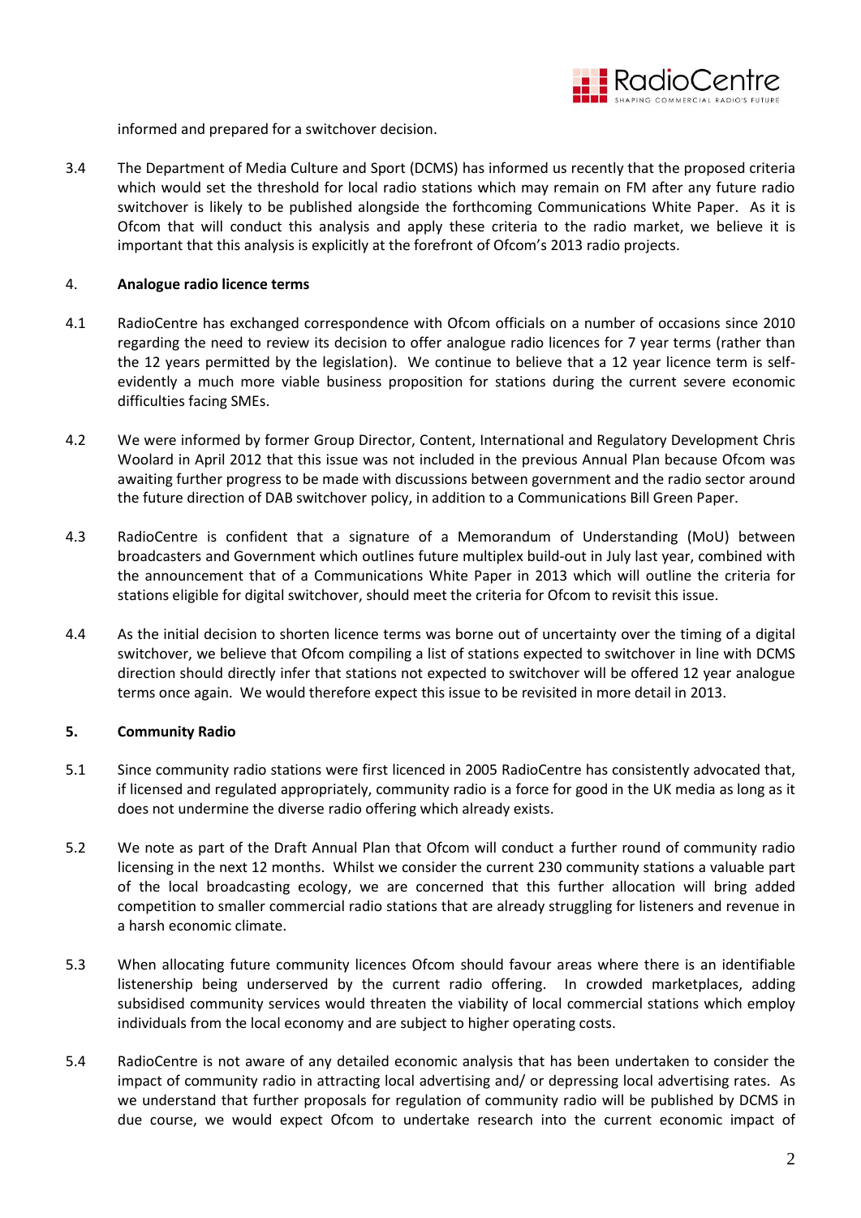informed and prepared for a switchover decision.

3.4 The Department of Media Culture and Sport (DCMS) has informed us recently that the proposed criteria which would set the threshold for local radio stations which may remain on FM after any future radio switchover is likely to be published alongside the forthcoming Communications White Paper. As it is Ofcom that will conduct this analysis and apply these criteria to the radio market, we believe it is important that this analysis is explicitly at the forefront of Ofcom's 2013 radio projects.

4. **Analogue radio licence terms**

4.1 RadioCentre has exchanged correspondence with Ofcom officials on a number of occasions since 2010 regarding the need to review its decision to offer analogue radio licences for 7 year terms (rather than the 12 years permitted by the legislation). We continue to believe that a 12 year licence term is self-evidently a much more viable business proposition for stations during the current severe economic difficulties facing SMEs.

4.2 We were informed by former Group Director, Content, International and Regulatory Development Chris Woolard in April 2012 that this issue was not included in the previous Annual Plan because Ofcom was awaiting further progress to be made with discussions between government and the radio sector around the future direction of DAB switchover policy, in addition to a Communications Bill Green Paper.

4.3 RadioCentre is confident that a signature of a Memorandum of Understanding (MoU) between broadcasters and Government which outlines future multiplex build-out in July last year, combined with the announcement that of a Communications White Paper in 2013 which will outline the criteria for stations eligible for digital switchover, should meet the criteria for Ofcom to revisit this issue.

4.4 As the initial decision to shorten licence terms was borne out of uncertainty over the timing of a digital switchover, we believe that Ofcom compiling a list of stations expected to switchover in line with DCMS direction should directly infer that stations not expected to switchover will be offered 12 year analogue terms once again. We would therefore expect this issue to be revisited in more detail in 2013.

**5. Community Radio**

5.1 Since community radio stations were first licenced in 2005 RadioCentre has consistently advocated that, if licensed and regulated appropriately, community radio is a force for good in the UK media as long as it does not undermine the diverse radio offering which already exists.

5.2 We note as part of the Draft Annual Plan that Ofcom will conduct a further round of community radio licensing in the next 12 months. Whilst we consider the current 230 community stations a valuable part of the local broadcasting ecology, we are concerned that this further allocation will bring added competition to smaller commercial radio stations that are already struggling for listeners and revenue in a harsh economic climate.

5.3 When allocating future community licences Ofcom should favour areas where there is an identifiable listenership being underserved by the current radio offering. In crowded marketplaces, adding subsidised community services would threaten the viability of local commercial stations which employ individuals from the local economy and are subject to higher operating costs.

5.4 RadioCentre is not aware of any detailed economic analysis that has been undertaken to consider the impact of community radio in attracting local advertising and/ or depressing local advertising rates. As we understand that further proposals for regulation of community radio will be published by DCMS in due course, we would expect Ofcom to undertake research into the current economic impact of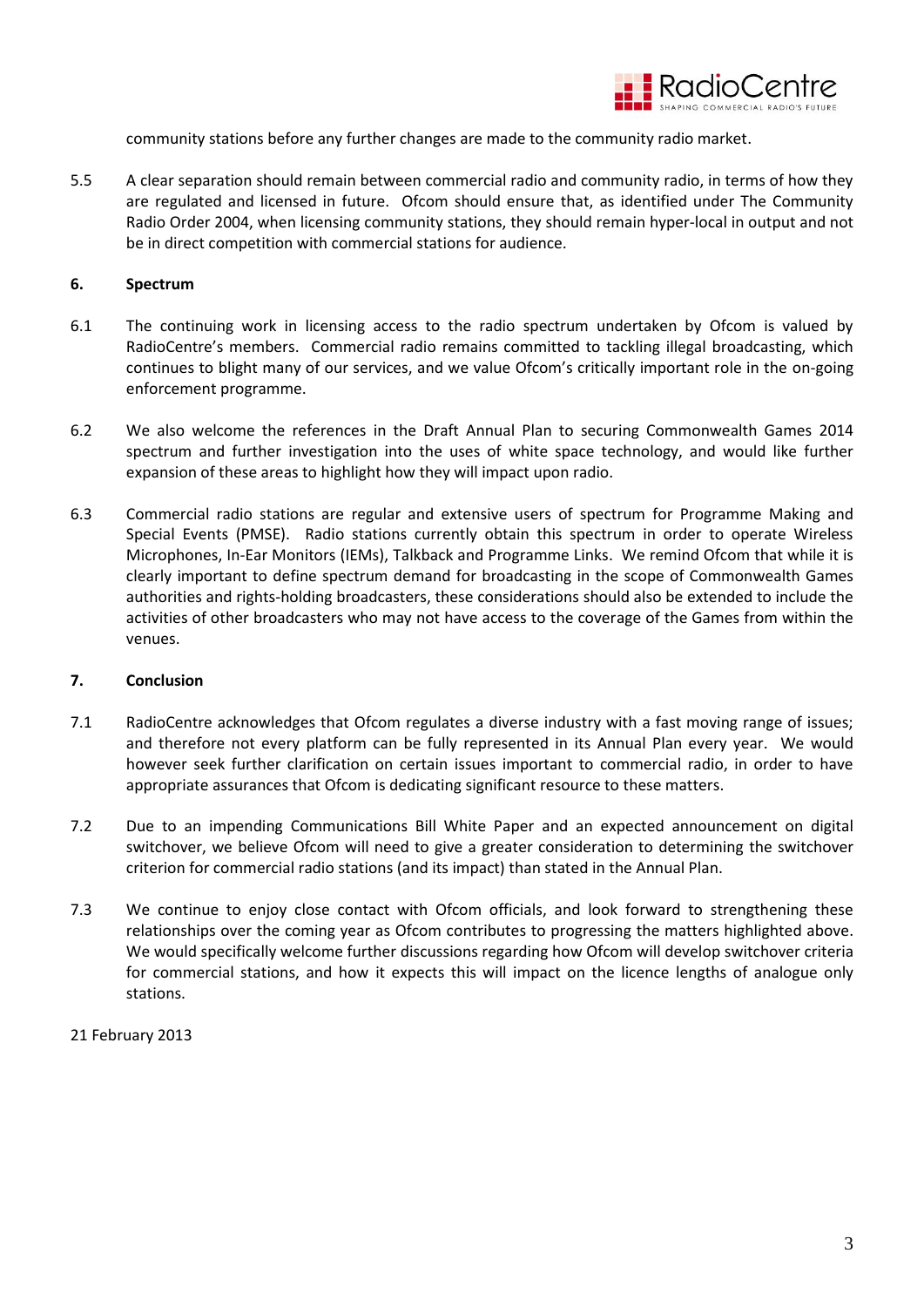community stations before any further changes are made to the community radio market.

5.5 A clear separation should remain between commercial radio and community radio, in terms of how they are regulated and licensed in future. Ofcom should ensure that, as identified under The Community Radio Order 2004, when licensing community stations, they should remain hyper-local in output and not be in direct competition with commercial stations for audience.

## 6. Spectrum

6.1 The continuing work in licensing access to the radio spectrum undertaken by Ofcom is valued by RadioCentre's members. Commercial radio remains committed to tackling illegal broadcasting, which continues to blight many of our services, and we value Ofcom's critically important role in the on-going enforcement programme.

6.2 We also welcome the references in the Draft Annual Plan to securing Commonwealth Games 2014 spectrum and further investigation into the uses of white space technology, and would like further expansion of these areas to highlight how they will impact upon radio.

6.3 Commercial radio stations are regular and extensive users of spectrum for Programme Making and Special Events (PMSE). Radio stations currently obtain this spectrum in order to operate Wireless Microphones, In-Ear Monitors (IEMs), Talkback and Programme Links. We remind Ofcom that while it is clearly important to define spectrum demand for broadcasting in the scope of Commonwealth Games authorities and rights-holding broadcasters, these considerations should also be extended to include the activities of other broadcasters who may not have access to the coverage of the Games from within the venues.

## 7. Conclusion

7.1 RadioCentre acknowledges that Ofcom regulates a diverse industry with a fast moving range of issues; and therefore not every platform can be fully represented in its Annual Plan every year. We would however seek further clarification on certain issues important to commercial radio, in order to have appropriate assurances that Ofcom is dedicating significant resource to these matters.

7.2 Due to an impending Communications Bill White Paper and an expected announcement on digital switchover, we believe Ofcom will need to give a greater consideration to determining the switchover criterion for commercial radio stations (and its impact) than stated in the Annual Plan.

7.3 We continue to enjoy close contact with Ofcom officials, and look forward to strengthening these relationships over the coming year as Ofcom contributes to progressing the matters highlighted above. We would specifically welcome further discussions regarding how Ofcom will develop switchover criteria for commercial stations, and how it expects this will impact on the licence lengths of analogue only stations.

21 February 2013